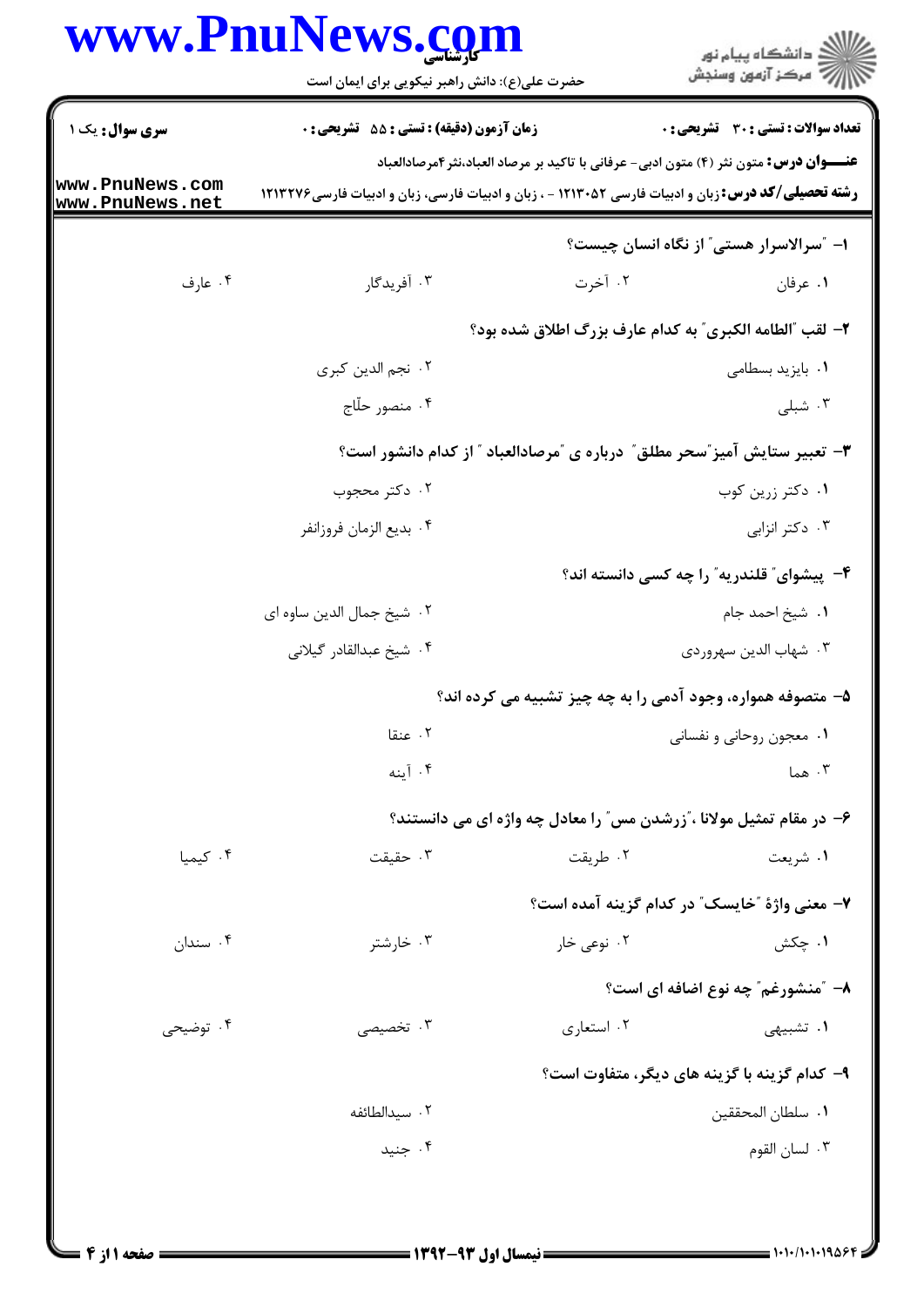**سری سوال:** یک ۱

**زمان آزمون (دقیقه) : تستی : ۵۵ تشریحی : ۰**

**تعداد سوالات : تستی : ۳۰ تشریحی : ۰**

**عنـــوان درس:** متون نثر (۴) متون ادبی- عرفانی با تاکید بر مرصاد العباد،نثر۴مرصادالعباد

**رشته تحصیلی/کد درس:** زبان و ادبیات فارسی ۱۲۱۳۰۵۲ - ، زبان و ادبیات فارسی، زبان و ادبیات فارسی۱۲۱۳۲۷۶

**۱- "سرالاسرار هستی" از نگاه انسان چیست؟**

۱. عرفان ۲. آخرت ۳. آفریدگار ۴. عارف

**۲- لقب "الطامه الکبری" به کدام عارف بزرگ اطلاق شده بود؟**

۱. بایزید بسطامی ۲. نجم الدین کبری

۳. شبلی ۴. منصور حلّاج

**۳- تعبیر ستایش آمیز"سحر مطلق" درباره ی "مرصادالعباد" از کدام دانشور است؟**

۱. دکتر زرین کوب ۲. دکتر محجوب

۳. دکتر انزابی ۴. بدیع الزمان فروزانفر

**۴- "پیشوای" قلندریه" را چه کسی دانسته اند؟**

۱. شیخ احمد جام ۲. شیخ جمال الدین ساوه ای

۳. شهاب الدین سهروردی ۴. شیخ عبدالقادر گیلانی

**۵- متصوفه همواره، وجود آدمی را به چه چیز تشبیه می کرده اند؟**

۱. معجون روحانی و نفسانی ۲. عنقا

۳. هما ۴. آینه

**۶- در مقام تمثیل مولانا ،"زرشدن مس" را معادل چه واژه ای می دانستند؟**

۱. شریعت ۲. طریقت ۳. حقیقت ۴. کیمیا

**۷- معنی واژهٔ "خایسک" در کدام گزینه آمده است؟**

۱. چکش ۲. نوعی خار ۳. خارشتر ۴. سندان

**۸- "منشورغم" چه نوع اضافه ای است؟**

۱. تشبیهی ۲. استعاری ۳. تخصیصی ۴. توضیحی

**۹- کدام گزینه با گزینه های دیگر، متفاوت است؟**

۱. سلطان المحققین ۲. سیدالطائفه

۳. لسان القوم ۴. جنید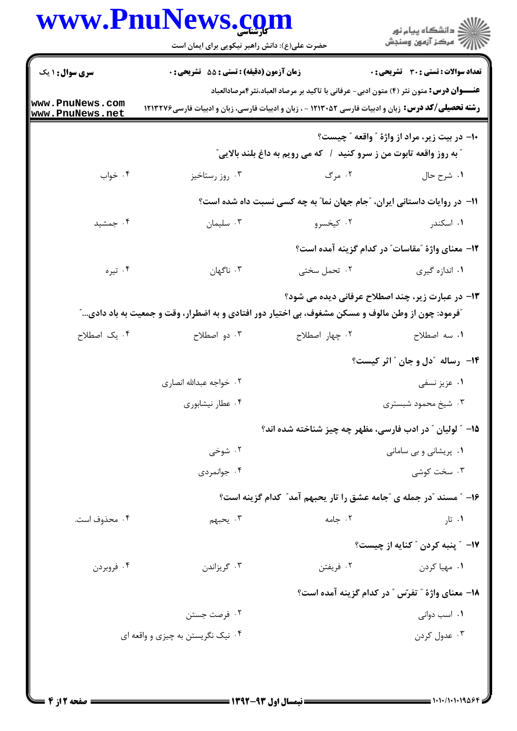**تعداد سوالات : تستی : ۳۰ تشریحی : ۰** | **زمان آزمون (دقیقه) : تستی : ۵۵ تشریحی : ۰** | **سری سوال : ۱ یک**

**عنـــوان درس:** متون نثر (۴) متون ادبی- عرفانی با تاکید بر مرصاد العباد،نثر۴مرصادالعباد

**رشته تحصیلی/کد درس:** زبان و ادبیات فارسی ۱۲۱۳۰۵۲ - ، زبان و ادبیات فارسی، زبان و ادبیات فارسی۱۲۱۳۲۷۶

۱۰- در بیت زیر، مراد از واژهٔ " واقعه " چیست؟

" به روز واقعه تابوت من ز سرو کنید / که می رویم به داغ بلند بالایی "

۱. شرح حال ۲. مرگ ۳. روز رستاخیز ۴. خواب

۱۱- در روایات داستانی ایران، "جام جهان نما" به چه کسی نسبت داده شده است؟

۱. اسکندر ۲. کیخسرو ۳. سلیمان ۴. جمشید

۱۲- معنای واژهٔ "مقاسات" در کدام گزینه آمده است؟

۱. اندازه گیری ۲. تحمل سختی ۳. ناگهان ۴. تیره

۱۳- در عبارت زیر، چند اصطلاح عرفانی دیده می شود؟

"فرمود: چون از وطن مالوف و مسکن مشغوف، بی اختیار دور افتادی و به اضطرار، وقت و جمعیت به باد دادی..."

۱. سه اصطلاح ۲. چهار اصطلاح ۳. دو اصطلاح ۴. یک اصطلاح

۱۴- رساله "دل و جان" اثر کیست؟

۱. عزیز نسفی ۲. خواجه عبدالله انصاری ۳. شیخ محمود شبستری ۴. عطار نیشابوری

۱۵- " لولیان " در ادب فارسی، مظهر چه چیز شناخته شده اند؟

۱. پریشانی و بی سامانی ۲. شوخی ۳. سخت کوشی ۴. جوانمردی

۱۶- " مسند "در جمله ی "جامه عشق را تار یحبهم آمد" کدام گزینه است؟

۱. تار ۲. جامه ۳. یحبهم ۴. محذوف است.

۱۷- " پنبه کردن " کنایه از چیست؟

۱. مهیا کردن ۲. فریفتن ۳. گریزاندن ۴. فروبردن

۱۸- معنای واژهٔ " تفرّس " در کدام گزینه آمده است؟

۱. اسب دوانی ۲. فرصت جستن ۳. عدول کردن ۴. نیک نگریستن به چیزی و واقعه ای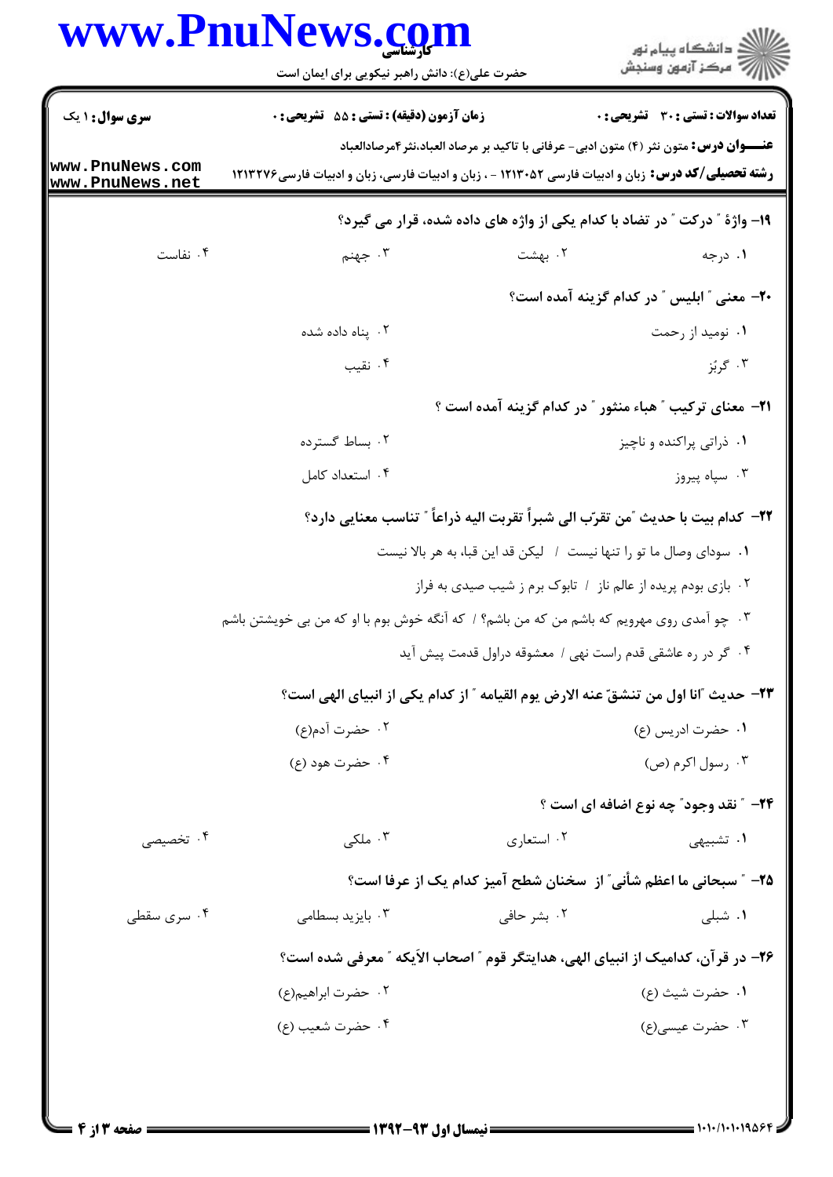**سری سوال:** ۱ یک | **زمان آزمون (دقیقه) : تستی :** ۵۵ **تشریحی :** ۰ | **تعداد سوالات : تستی :** ۳۰ **تشریحی :** ۰

**عنـــوان درس:** متون نثر (۴) متون ادبی- عرفانی با تاکید بر مرصاد العباد،نثر۴مرصادالعباد

**رشته تحصیلی/کد درس:** زبان و ادبیات فارسی ۱۲۱۳۰۵۲ - ، زبان و ادبیات فارسی، زبان و ادبیات فارسی۱۲۱۳۲۷۶

**۱۹- واژهٔ " درکت " در تضاد با کدام یکی از واژه های داده شده، قرار می گیرد؟**

۱. درجه
۲. بهشت
۳. جهنم
۴. نفاست

**۲۰- معنی " ابلیس " در کدام گزینه آمده است؟**

۱. نومید از رحمت
۲. پناه داده شده
۳. گریُز
۴. نقیب

**۲۱- معنای ترکیب " هباء منثور " در کدام گزینه آمده است ؟**

۱. ذراتی پراکنده و ناچیز
۲. بساط گسترده
۳. سپاه پیروز
۴. استعداد کامل

**۲۲- کدام بیت با حدیث "من تقرّب الی شبراً تقربت الیه ذراعاً " تناسب معنایی دارد؟**

۱. سودای وصال ما تو را تنها نیست / لیکن قد این قبا، به هر بالا نیست
۲. بازی بودم پریده از عالم ناز / تابوک برم ز شیب صیدی به فراز
۳. چو آمدی روی مهرویم که باشم من که من باشم؟ / که آنگه خوش بوم با او که من بی خویشتن باشم
۴. گر در ره عاشقی قدم راست نهی / معشوقه دراول قدمت پیش آید

**۲۳- حدیث "انا اول من تنشقّ عنه الارض یوم القیامه " از کدام یکی از انبیای الهی است؟**

۱. حضرت ادریس (ع)
۲. حضرت آدم(ع)
۳. رسول اکرم (ص)
۴. حضرت هود (ع)

**۲۴- " نقد وجود" چه نوع اضافه ای است ؟**

۱. تشبیهی
۲. استعاری
۳. ملکی
۴. تخصیصی

**۲۵- " سبحانی ما اعظم شأنی" از سخنان شطح آمیز کدام یک از عرفا است؟**

۱. شبلی
۲. بشر حافی
۳. بایزید بسطامی
۴. سری سقطی

**۲۶- در قرآن، کدامیک از انبیای الهی، هدایتگر قوم " اصحاب الآیکه " معرفی شده است؟**

۱. حضرت شیث (ع)
۲. حضرت ابراهیم(ع)
۳. حضرت عیسی(ع)
۴. حضرت شعیب (ع)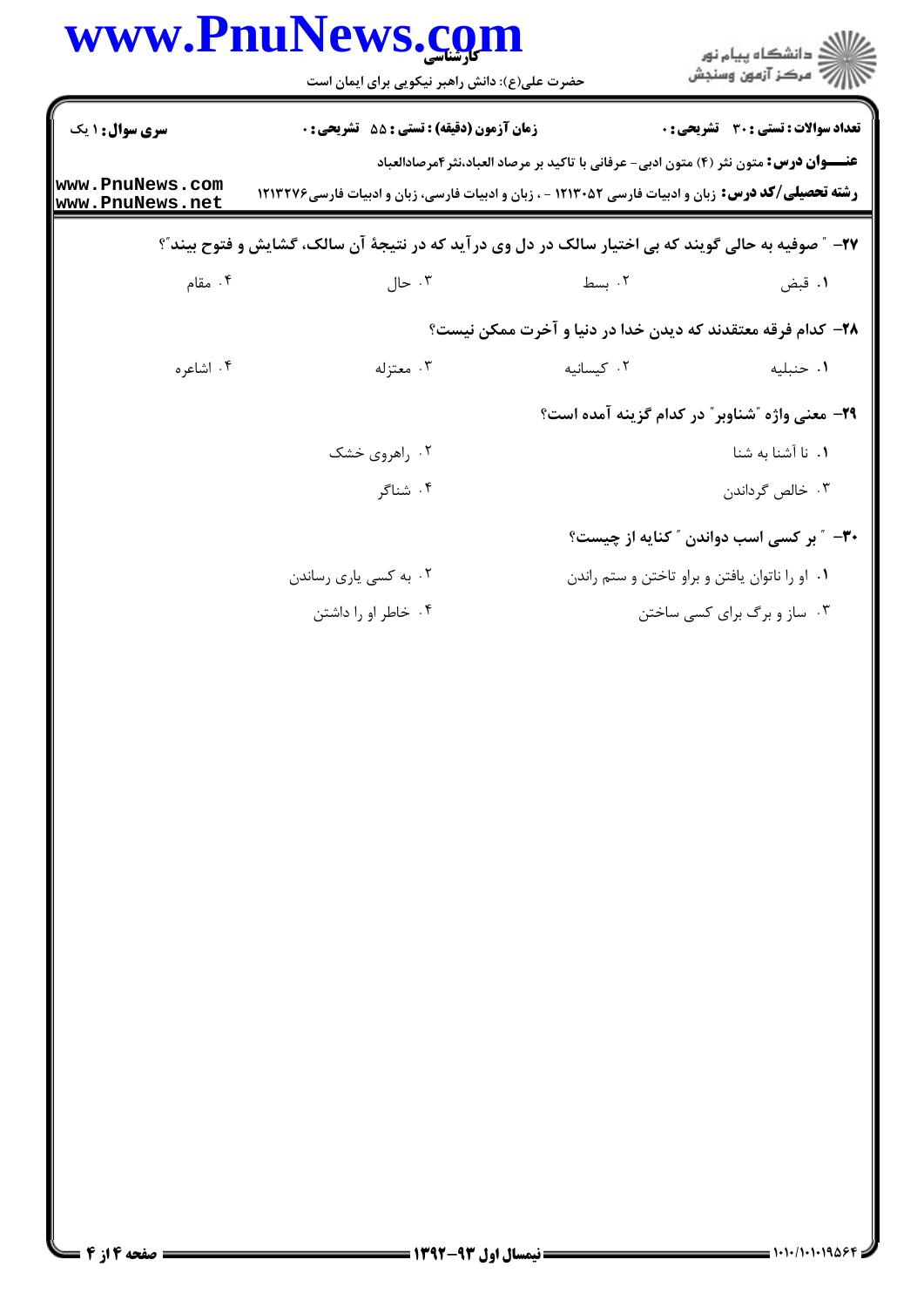**سری سوال:** ۱ یک

**زمان آزمون (دقیقه) : تستی : ۵۵ تشریحی : ۰**

**تعداد سوالات : تستی : ۳۰ تشریحی : ۰**

**عنـــوان درس:** متون نثر (۴) متون ادبی- عرفانی با تاکید بر مرصاد العباد،نثر۴مرصادالعباد

**رشته تحصیلی/کد درس:** زبان و ادبیات فارسی ۱۲۱۳۰۵۲ - ، زبان و ادبیات فارسی، زبان و ادبیات فارسی۱۲۱۳۲۷۶

**۲۷- " صوفیه به حالی گویند که بی اختیار سالک در دل وی درآید که در نتیجهٔ آن سالک، گشایش و فتوح بیند"؟**

۱. قبض
۲. بسط
۳. حال
۴. مقام

**۲۸- کدام فرقه معتقدند که دیدن خدا در دنیا و آخرت ممکن نیست؟**

۱. حنبلیه
۲. کیسانیه
۳. معتزله
۴. اشاعره

**۲۹- معنی واژه "شناوبر" در کدام گزینه آمده است؟**

۱. نا آشنا به شنا
۲. راهروی خشک
۳. خالص گرداندن
۴. شناگر

**۳۰- " بر کسی اسب دواندن " کنایه از چیست؟**

۱. او را ناتوان یافتن و براو تاختن و ستم راندن
۲. به کسی یاری رساندن
۳. ساز و برگ برای کسی ساختن
۴. خاطر او را داشتن